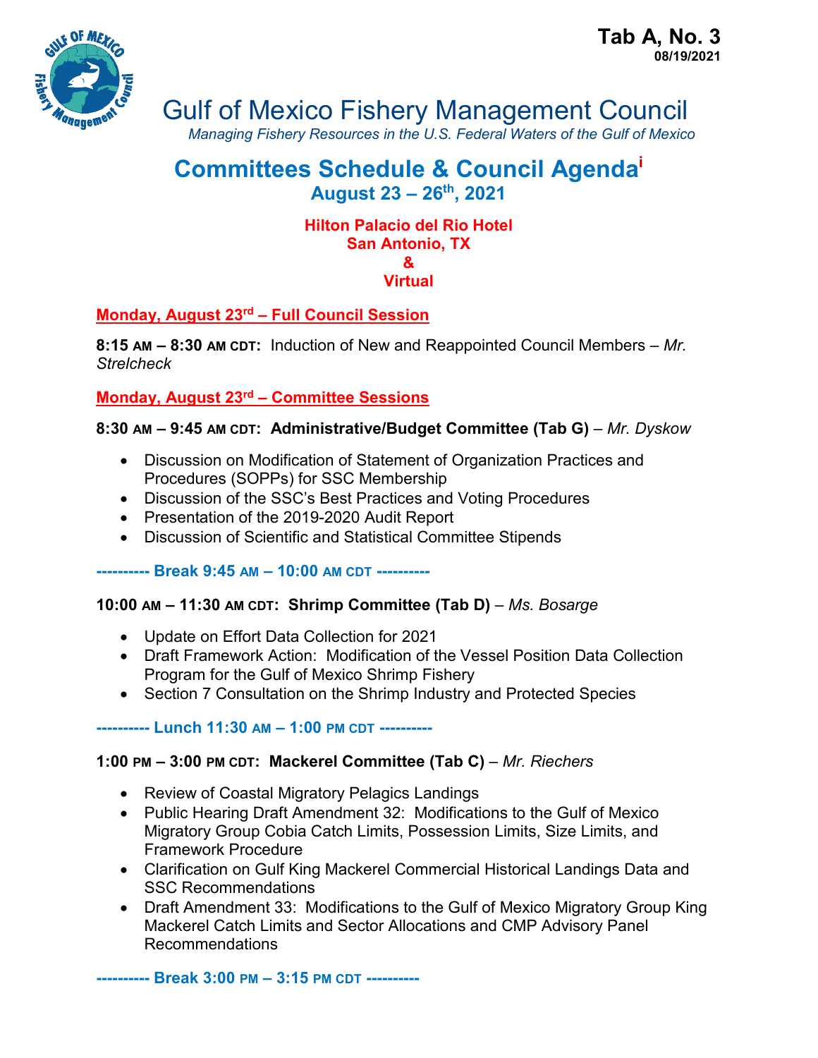**Tab A, No. 3**
**08/19/2021**

# Gulf of Mexico Fishery Management Council

*Managing Fishery Resources in the U.S. Federal Waters of the Gulf of Mexico*

## Committees Schedule & Council Agenda[i]

### August 23 – 26th, 2021

**Hilton Palacio del Rio Hotel**
**San Antonio, TX**
**&**
**Virtual**

### Monday, August 23rd – Full Council Session

**8:15 AM – 8:30 AM CDT:** Induction of New and Reappointed Council Members – *Mr. Strelcheck*

### Monday, August 23rd – Committee Sessions

**8:30 AM – 9:45 AM CDT: Administrative/Budget Committee (Tab G)** – *Mr. Dyskow*

- Discussion on Modification of Statement of Organization Practices and Procedures (SOPPs) for SSC Membership
- Discussion of the SSC's Best Practices and Voting Procedures
- Presentation of the 2019-2020 Audit Report
- Discussion of Scientific and Statistical Committee Stipends

---------- **Break 9:45 AM – 10:00 AM CDT** ----------

**10:00 AM – 11:30 AM CDT: Shrimp Committee (Tab D)** – *Ms. Bosarge*

- Update on Effort Data Collection for 2021
- Draft Framework Action: Modification of the Vessel Position Data Collection Program for the Gulf of Mexico Shrimp Fishery
- Section 7 Consultation on the Shrimp Industry and Protected Species

---------- **Lunch 11:30 AM – 1:00 PM CDT** ----------

**1:00 PM – 3:00 PM CDT: Mackerel Committee (Tab C)** – *Mr. Riechers*

- Review of Coastal Migratory Pelagics Landings
- Public Hearing Draft Amendment 32: Modifications to the Gulf of Mexico Migratory Group Cobia Catch Limits, Possession Limits, Size Limits, and Framework Procedure
- Clarification on Gulf King Mackerel Commercial Historical Landings Data and SSC Recommendations
- Draft Amendment 33: Modifications to the Gulf of Mexico Migratory Group King Mackerel Catch Limits and Sector Allocations and CMP Advisory Panel Recommendations

---------- **Break 3:00 PM – 3:15 PM CDT** ----------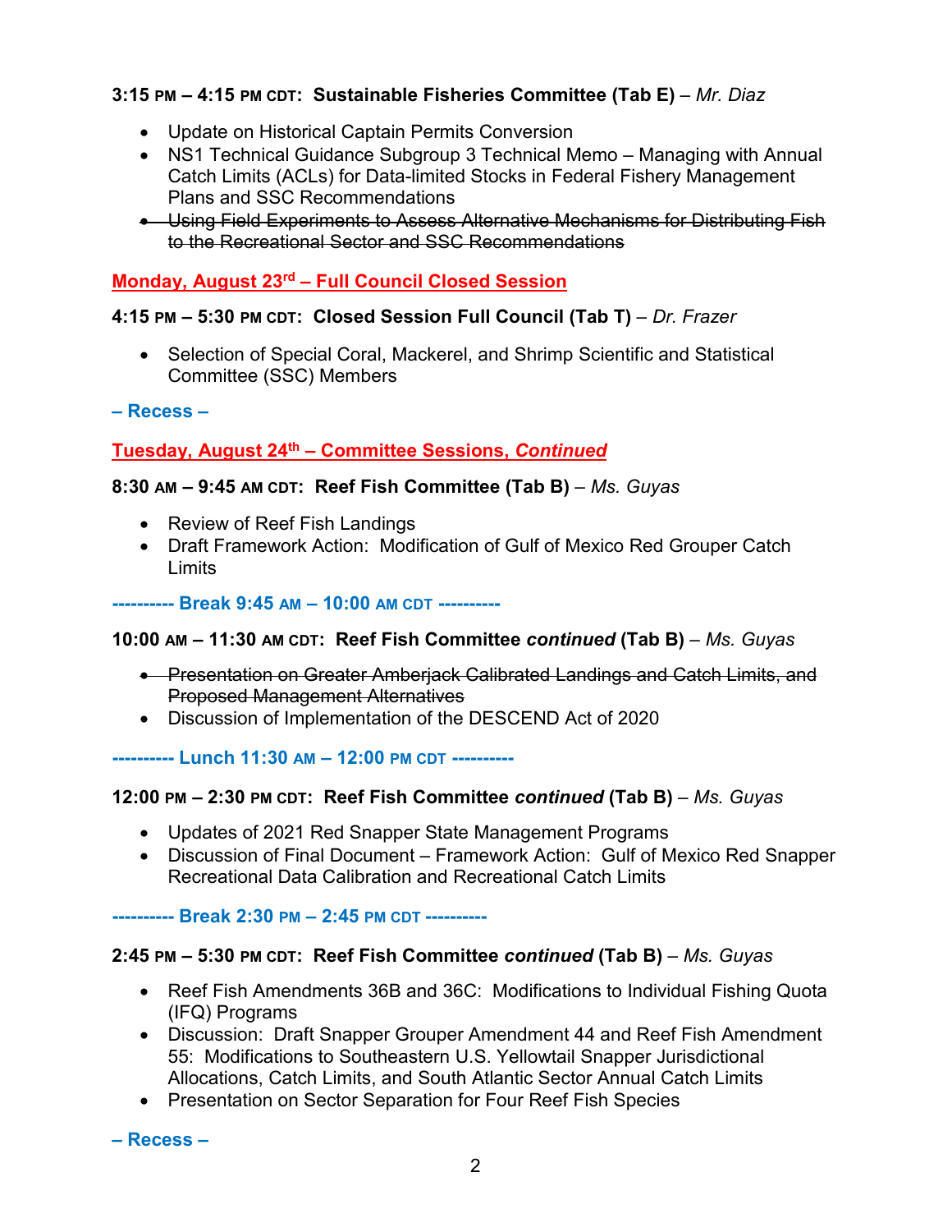**3:15 PM – 4:15 PM CDT: Sustainable Fisheries Committee (Tab E)** – *Mr. Diaz*

- Update on Historical Captain Permits Conversion
- NS1 Technical Guidance Subgroup 3 Technical Memo – Managing with Annual Catch Limits (ACLs) for Data-limited Stocks in Federal Fishery Management Plans and SSC Recommendations
- ~~Using Field Experiments to Assess Alternative Mechanisms for Distributing Fish to the Recreational Sector and SSC Recommendations~~

## Monday, August 23rd – Full Council Closed Session

**4:15 PM – 5:30 PM CDT: Closed Session Full Council (Tab T)** – *Dr. Frazer*

- Selection of Special Coral, Mackerel, and Shrimp Scientific and Statistical Committee (SSC) Members

**– Recess –**

## Tuesday, August 24th – Committee Sessions, *Continued*

**8:30 AM – 9:45 AM CDT: Reef Fish Committee (Tab B)** – *Ms. Guyas*

- Review of Reef Fish Landings
- Draft Framework Action: Modification of Gulf of Mexico Red Grouper Catch Limits

**---------- Break 9:45 AM – 10:00 AM CDT ----------**

**10:00 AM – 11:30 AM CDT: Reef Fish Committee *continued* (Tab B)** – *Ms. Guyas*

- ~~Presentation on Greater Amberjack Calibrated Landings and Catch Limits, and Proposed Management Alternatives~~
- Discussion of Implementation of the DESCEND Act of 2020

**---------- Lunch 11:30 AM – 12:00 PM CDT ----------**

**12:00 PM – 2:30 PM CDT: Reef Fish Committee *continued* (Tab B)** – *Ms. Guyas*

- Updates of 2021 Red Snapper State Management Programs
- Discussion of Final Document – Framework Action: Gulf of Mexico Red Snapper Recreational Data Calibration and Recreational Catch Limits

**---------- Break 2:30 PM – 2:45 PM CDT ----------**

**2:45 PM – 5:30 PM CDT: Reef Fish Committee *continued* (Tab B)** – *Ms. Guyas*

- Reef Fish Amendments 36B and 36C: Modifications to Individual Fishing Quota (IFQ) Programs
- Discussion: Draft Snapper Grouper Amendment 44 and Reef Fish Amendment 55: Modifications to Southeastern U.S. Yellowtail Snapper Jurisdictional Allocations, Catch Limits, and South Atlantic Sector Annual Catch Limits
- Presentation on Sector Separation for Four Reef Fish Species

**– Recess –**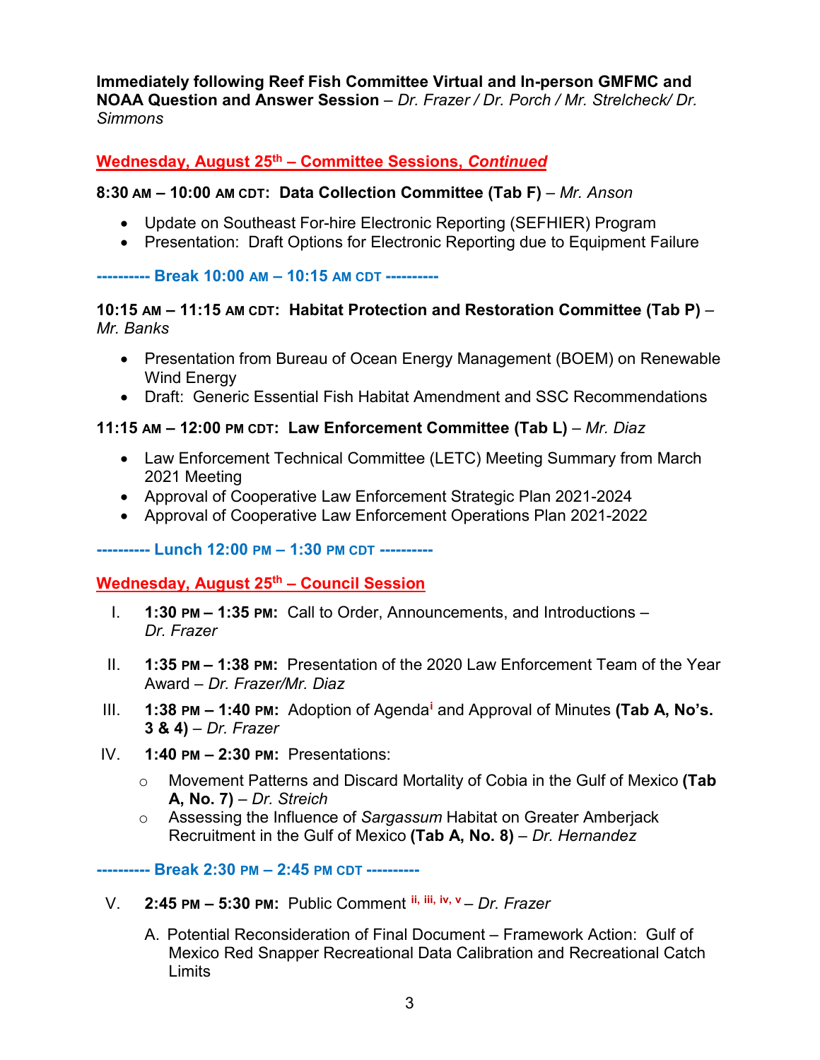**Immediately following Reef Fish Committee Virtual and In-person GMFMC and NOAA Question and Answer Session** – *Dr. Frazer / Dr. Porch / Mr. Strelcheck/ Dr. Simmons*

## Wednesday, August 25th – Committee Sessions, *Continued*

**8:30 AM – 10:00 AM CDT: Data Collection Committee (Tab F)** – *Mr. Anson*

- Update on Southeast For-hire Electronic Reporting (SEFHIER) Program
- Presentation: Draft Options for Electronic Reporting due to Equipment Failure

**---------- Break 10:00 AM – 10:15 AM CDT ----------**

**10:15 AM – 11:15 AM CDT: Habitat Protection and Restoration Committee (Tab P)** – *Mr. Banks*

- Presentation from Bureau of Ocean Energy Management (BOEM) on Renewable Wind Energy
- Draft: Generic Essential Fish Habitat Amendment and SSC Recommendations

**11:15 AM – 12:00 PM CDT: Law Enforcement Committee (Tab L)** – *Mr. Diaz*

- Law Enforcement Technical Committee (LETC) Meeting Summary from March 2021 Meeting
- Approval of Cooperative Law Enforcement Strategic Plan 2021-2024
- Approval of Cooperative Law Enforcement Operations Plan 2021-2022

**---------- Lunch 12:00 PM – 1:30 PM CDT ----------**

## Wednesday, August 25th – Council Session

I. **1:30 PM – 1:35 PM:** Call to Order, Announcements, and Introductions – *Dr. Frazer*

II. **1:35 PM – 1:38 PM:** Presentation of the 2020 Law Enforcement Team of the Year Award – *Dr. Frazer/Mr. Diaz*

III. **1:38 PM – 1:40 PM:** Adoption of Agenda[i] and Approval of Minutes **(Tab A, No's. 3 & 4)** – *Dr. Frazer*

IV. **1:40 PM – 2:30 PM:** Presentations:

- Movement Patterns and Discard Mortality of Cobia in the Gulf of Mexico **(Tab A, No. 7)** – *Dr. Streich*
- Assessing the Influence of *Sargassum* Habitat on Greater Amberjack Recruitment in the Gulf of Mexico **(Tab A, No. 8)** – *Dr. Hernandez*

**---------- Break 2:30 PM – 2:45 PM CDT ----------**

V. **2:45 PM – 5:30 PM:** Public Comment [ii, iii, iv, v] – *Dr. Frazer*

A. Potential Reconsideration of Final Document – Framework Action: Gulf of Mexico Red Snapper Recreational Data Calibration and Recreational Catch Limits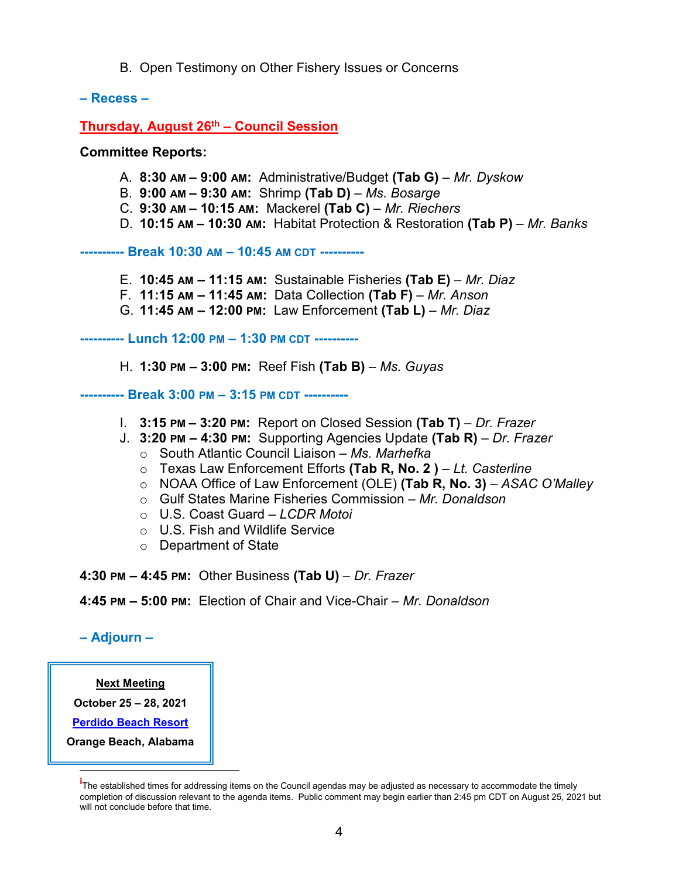B. Open Testimony on Other Fishery Issues or Concerns

**– Recess –**

## Thursday, August 26th – Council Session

**Committee Reports:**

A. **8:30 AM – 9:00 AM:** Administrative/Budget **(Tab G)** – *Mr. Dyskow*
B. **9:00 AM – 9:30 AM:** Shrimp **(Tab D)** – *Ms. Bosarge*
C. **9:30 AM – 10:15 AM:** Mackerel **(Tab C)** – *Mr. Riechers*
D. **10:15 AM – 10:30 AM:** Habitat Protection & Restoration **(Tab P)** – *Mr. Banks*

**---------- Break 10:30 AM – 10:45 AM CDT ----------**

E. **10:45 AM – 11:15 AM:** Sustainable Fisheries **(Tab E)** – *Mr. Diaz*
F. **11:15 AM – 11:45 AM:** Data Collection **(Tab F)** – *Mr. Anson*
G. **11:45 AM – 12:00 PM:** Law Enforcement **(Tab L)** – *Mr. Diaz*

**---------- Lunch 12:00 PM – 1:30 PM CDT ----------**

H. **1:30 PM – 3:00 PM:** Reef Fish **(Tab B)** – *Ms. Guyas*

**---------- Break 3:00 PM – 3:15 PM CDT ----------**

I. **3:15 PM – 3:20 PM:** Report on Closed Session **(Tab T)** – *Dr. Frazer*
J. **3:20 PM – 4:30 PM:** Supporting Agencies Update **(Tab R)** – *Dr. Frazer*
   - South Atlantic Council Liaison – *Ms. Marhefka*
   - Texas Law Enforcement Efforts **(Tab R, No. 2 )** – *Lt. Casterline*
   - NOAA Office of Law Enforcement (OLE) **(Tab R, No. 3)** – *ASAC O'Malley*
   - Gulf States Marine Fisheries Commission – *Mr. Donaldson*
   - U.S. Coast Guard – *LCDR Motoi*
   - U.S. Fish and Wildlife Service
   - Department of State

**4:30 PM – 4:45 PM:** Other Business **(Tab U)** – *Dr. Frazer*

**4:45 PM – 5:00 PM:** Election of Chair and Vice-Chair – *Mr. Donaldson*

**– Adjourn –**

**Next Meeting**
**October 25 – 28, 2021**
**Perdido Beach Resort**
**Orange Beach, Alabama**

---

[i] The established times for addressing items on the Council agendas may be adjusted as necessary to accommodate the timely completion of discussion relevant to the agenda items. Public comment may begin earlier than 2:45 pm CDT on August 25, 2021 but will not conclude before that time.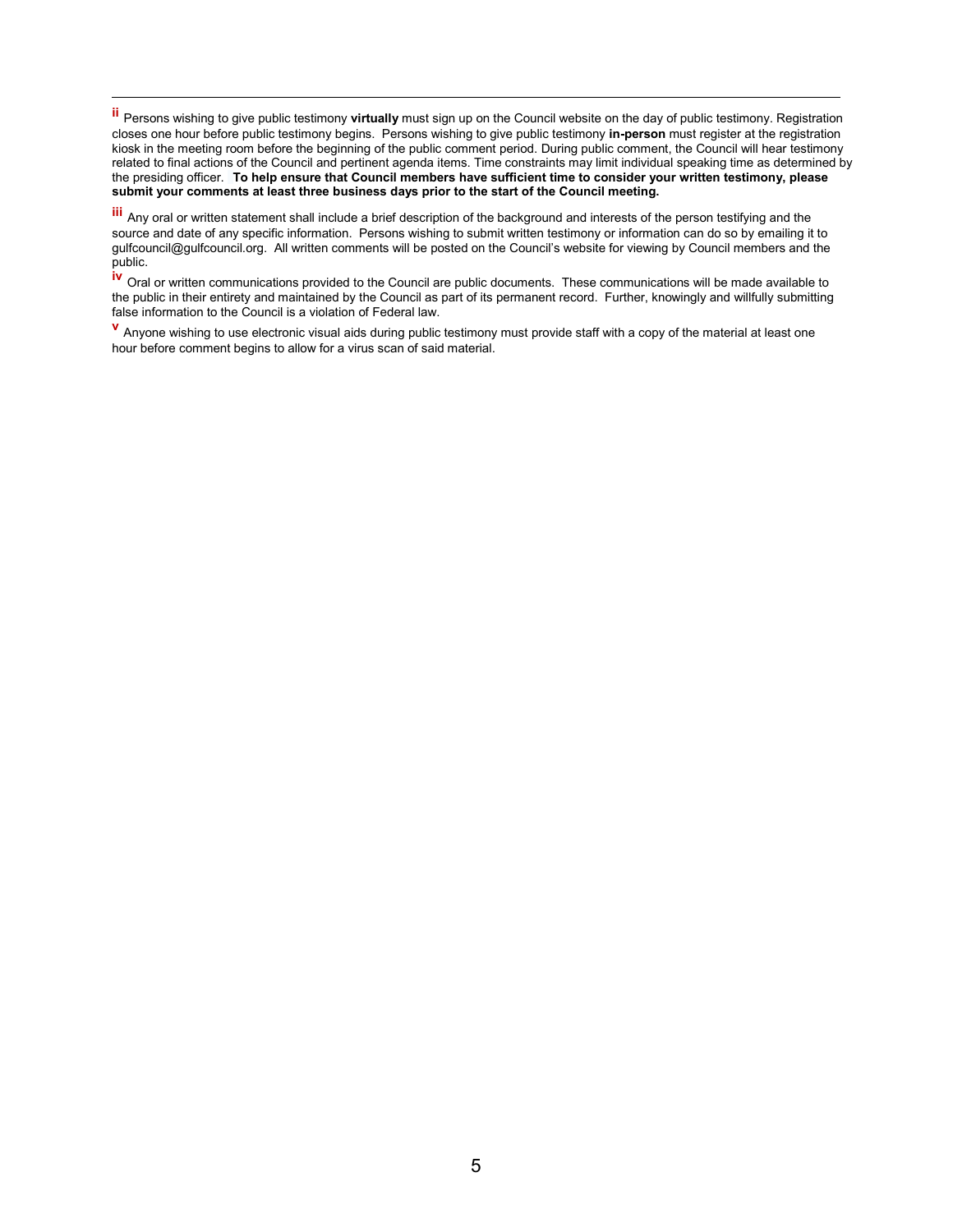---

[ii] Persons wishing to give public testimony **virtually** must sign up on the Council website on the day of public testimony. Registration closes one hour before public testimony begins. Persons wishing to give public testimony **in-person** must register at the registration kiosk in the meeting room before the beginning of the public comment period. During public comment, the Council will hear testimony related to final actions of the Council and pertinent agenda items. Time constraints may limit individual speaking time as determined by the presiding officer. **To help ensure that Council members have sufficient time to consider your written testimony, please submit your comments at least three business days prior to the start of the Council meeting.**

[iii] Any oral or written statement shall include a brief description of the background and interests of the person testifying and the source and date of any specific information. Persons wishing to submit written testimony or information can do so by emailing it to gulfcouncil@gulfcouncil.org. All written comments will be posted on the Council's website for viewing by Council members and the public.

[iv] Oral or written communications provided to the Council are public documents. These communications will be made available to the public in their entirety and maintained by the Council as part of its permanent record. Further, knowingly and willfully submitting false information to the Council is a violation of Federal law.

[v] Anyone wishing to use electronic visual aids during public testimony must provide staff with a copy of the material at least one hour before comment begins to allow for a virus scan of said material.